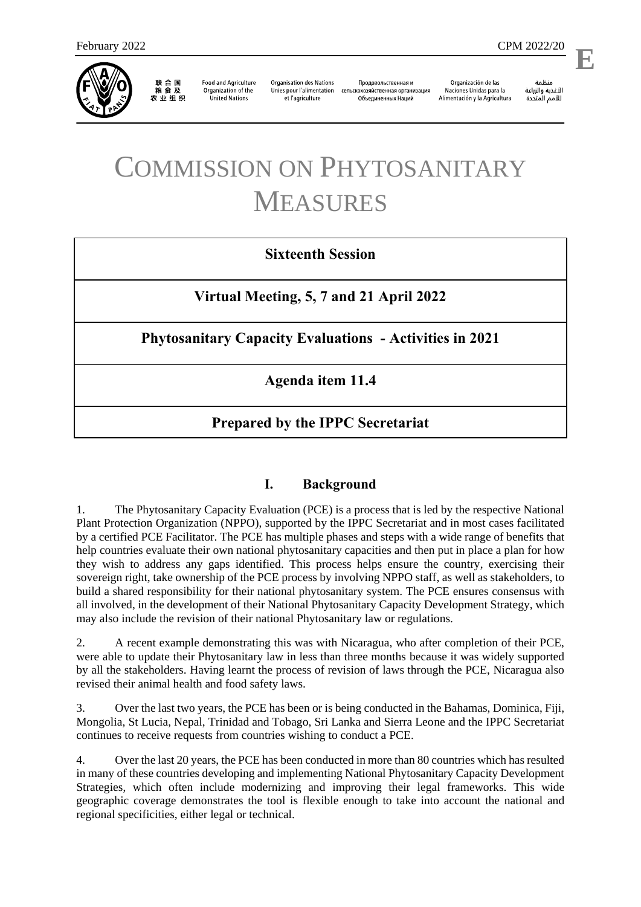# COMMISSION ON PHYTOSANITARY MEASURES

**Sixteenth Session**

**Virtual Meeting, 5, 7 and 21 April 2022**

**Phytosanitary Capacity Evaluations - Activities in 2021**

**Agenda item 11.4**

**Prepared by the IPPC Secretariat**

## I. Background

1. The Phytosanitary Capacity Evaluation (PCE) is a process that is led by the respective National Plant Protection Organization (NPPO), supported by the IPPC Secretariat and in most cases facilitated by a certified PCE Facilitator. The PCE has multiple phases and steps with a wide range of benefits that help countries evaluate their own national phytosanitary capacities and then put in place a plan for how they wish to address any gaps identified. This process helps ensure the country, exercising their sovereign right, take ownership of the PCE process by involving NPPO staff, as well as stakeholders, to build a shared responsibility for their national phytosanitary system. The PCE ensures consensus with all involved, in the development of their National Phytosanitary Capacity Development Strategy, which may also include the revision of their national Phytosanitary law or regulations.

2. A recent example demonstrating this was with Nicaragua, who after completion of their PCE, were able to update their Phytosanitary law in less than three months because it was widely supported by all the stakeholders. Having learnt the process of revision of laws through the PCE, Nicaragua also revised their animal health and food safety laws.

3. Over the last two years, the PCE has been or is being conducted in the Bahamas, Dominica, Fiji, Mongolia, St Lucia, Nepal, Trinidad and Tobago, Sri Lanka and Sierra Leone and the IPPC Secretariat continues to receive requests from countries wishing to conduct a PCE.

4. Over the last 20 years, the PCE has been conducted in more than 80 countries which has resulted in many of these countries developing and implementing National Phytosanitary Capacity Development Strategies, which often include modernizing and improving their legal frameworks. This wide geographic coverage demonstrates the tool is flexible enough to take into account the national and regional specificities, either legal or technical.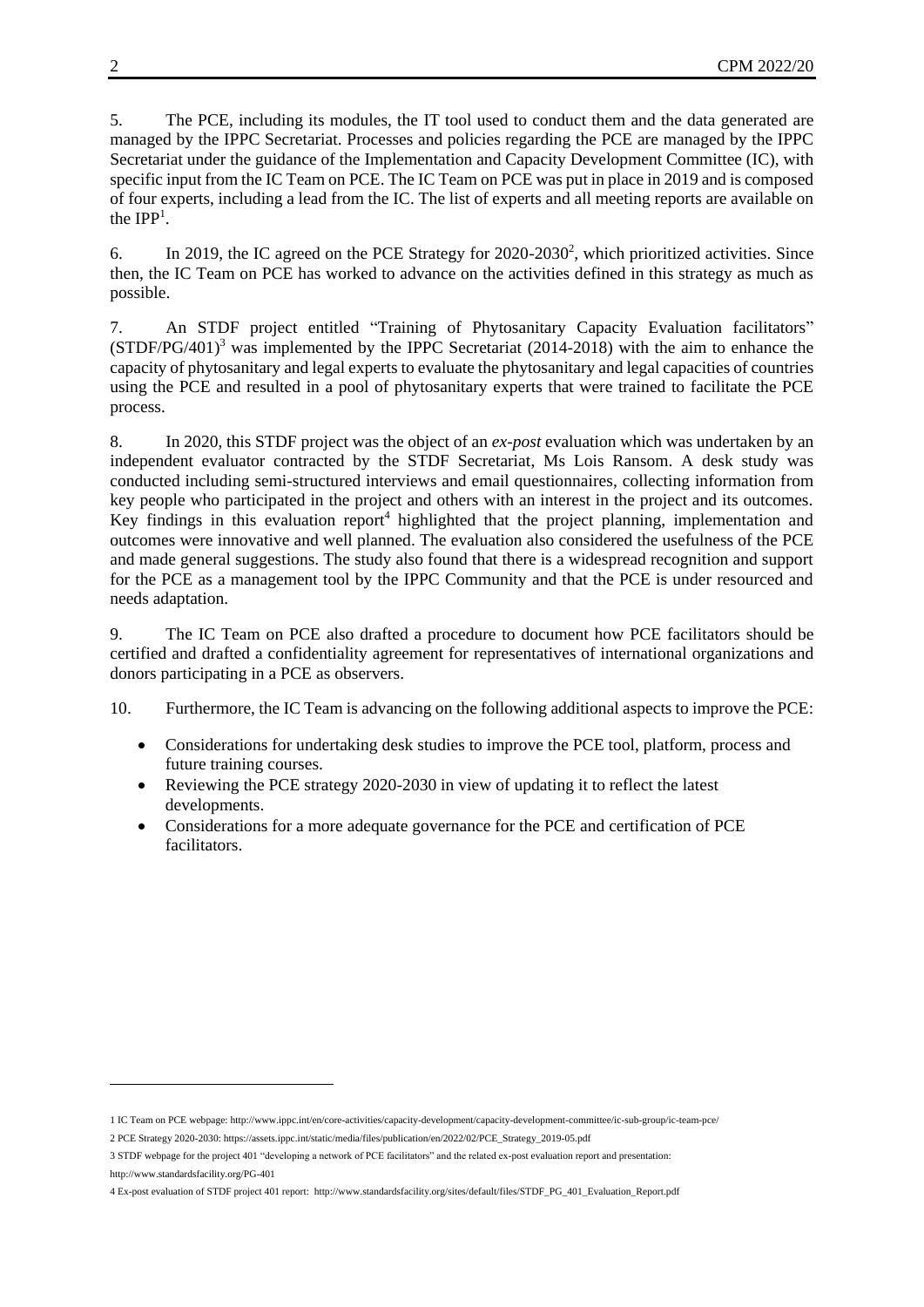5. The PCE, including its modules, the IT tool used to conduct them and the data generated are managed by the IPPC Secretariat. Processes and policies regarding the PCE are managed by the IPPC Secretariat under the guidance of the Implementation and Capacity Development Committee (IC), with specific input from the IC Team on PCE. The IC Team on PCE was put in place in 2019 and is composed of four experts, including a lead from the IC. The list of experts and all meeting reports are available on the IPP[1].

6. In 2019, the IC agreed on the PCE Strategy for 2020-2030[2], which prioritized activities. Since then, the IC Team on PCE has worked to advance on the activities defined in this strategy as much as possible.

7. An STDF project entitled "Training of Phytosanitary Capacity Evaluation facilitators" (STDF/PG/401)[3] was implemented by the IPPC Secretariat (2014-2018) with the aim to enhance the capacity of phytosanitary and legal experts to evaluate the phytosanitary and legal capacities of countries using the PCE and resulted in a pool of phytosanitary experts that were trained to facilitate the PCE process.

8. In 2020, this STDF project was the object of an *ex-post* evaluation which was undertaken by an independent evaluator contracted by the STDF Secretariat, Ms Lois Ransom. A desk study was conducted including semi-structured interviews and email questionnaires, collecting information from key people who participated in the project and others with an interest in the project and its outcomes. Key findings in this evaluation report[4] highlighted that the project planning, implementation and outcomes were innovative and well planned. The evaluation also considered the usefulness of the PCE and made general suggestions. The study also found that there is a widespread recognition and support for the PCE as a management tool by the IPPC Community and that the PCE is under resourced and needs adaptation.

9. The IC Team on PCE also drafted a procedure to document how PCE facilitators should be certified and drafted a confidentiality agreement for representatives of international organizations and donors participating in a PCE as observers.

10. Furthermore, the IC Team is advancing on the following additional aspects to improve the PCE:

- Considerations for undertaking desk studies to improve the PCE tool, platform, process and future training courses.
- Reviewing the PCE strategy 2020-2030 in view of updating it to reflect the latest developments.
- Considerations for a more adequate governance for the PCE and certification of PCE facilitators.

---

1 IC Team on PCE webpage: http://www.ippc.int/en/core-activities/capacity-development/capacity-development-committee/ic-sub-group/ic-team-pce/

2 PCE Strategy 2020-2030: https://assets.ippc.int/static/media/files/publication/en/2022/02/PCE_Strategy_2019-05.pdf

3 STDF webpage for the project 401 "developing a network of PCE facilitators" and the related ex-post evaluation report and presentation: http://www.standardsfacility.org/PG-401

4 Ex-post evaluation of STDF project 401 report: http://www.standardsfacility.org/sites/default/files/STDF_PG_401_Evaluation_Report.pdf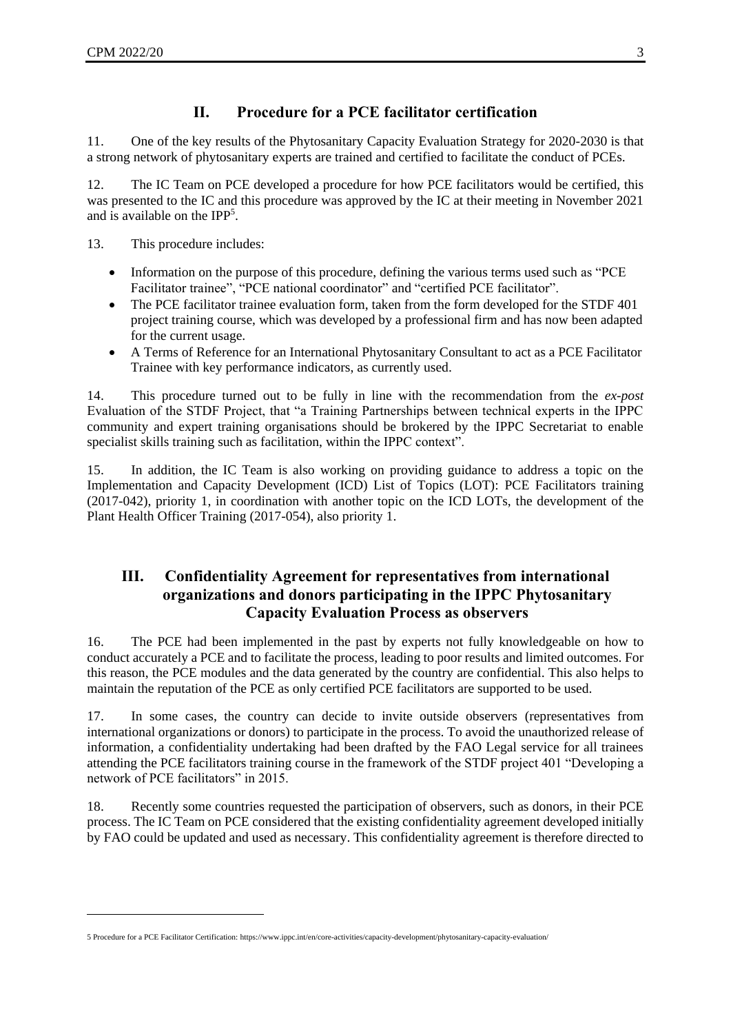## II. Procedure for a PCE facilitator certification

11. One of the key results of the Phytosanitary Capacity Evaluation Strategy for 2020-2030 is that a strong network of phytosanitary experts are trained and certified to facilitate the conduct of PCEs.

12. The IC Team on PCE developed a procedure for how PCE facilitators would be certified, this was presented to the IC and this procedure was approved by the IC at their meeting in November 2021 and is available on the IPP[5].

13. This procedure includes:

- Information on the purpose of this procedure, defining the various terms used such as "PCE Facilitator trainee", "PCE national coordinator" and "certified PCE facilitator".
- The PCE facilitator trainee evaluation form, taken from the form developed for the STDF 401 project training course, which was developed by a professional firm and has now been adapted for the current usage.
- A Terms of Reference for an International Phytosanitary Consultant to act as a PCE Facilitator Trainee with key performance indicators, as currently used.

14. This procedure turned out to be fully in line with the recommendation from the *ex-post* Evaluation of the STDF Project, that "a Training Partnerships between technical experts in the IPPC community and expert training organisations should be brokered by the IPPC Secretariat to enable specialist skills training such as facilitation, within the IPPC context".

15. In addition, the IC Team is also working on providing guidance to address a topic on the Implementation and Capacity Development (ICD) List of Topics (LOT): PCE Facilitators training (2017-042), priority 1, in coordination with another topic on the ICD LOTs, the development of the Plant Health Officer Training (2017-054), also priority 1.

## III. Confidentiality Agreement for representatives from international organizations and donors participating in the IPPC Phytosanitary Capacity Evaluation Process as observers

16. The PCE had been implemented in the past by experts not fully knowledgeable on how to conduct accurately a PCE and to facilitate the process, leading to poor results and limited outcomes. For this reason, the PCE modules and the data generated by the country are confidential. This also helps to maintain the reputation of the PCE as only certified PCE facilitators are supported to be used.

17. In some cases, the country can decide to invite outside observers (representatives from international organizations or donors) to participate in the process. To avoid the unauthorized release of information, a confidentiality undertaking had been drafted by the FAO Legal service for all trainees attending the PCE facilitators training course in the framework of the STDF project 401 "Developing a network of PCE facilitators" in 2015.

18. Recently some countries requested the participation of observers, such as donors, in their PCE process. The IC Team on PCE considered that the existing confidentiality agreement developed initially by FAO could be updated and used as necessary. This confidentiality agreement is therefore directed to

---

[5] Procedure for a PCE Facilitator Certification: https://www.ippc.int/en/core-activities/capacity-development/phytosanitary-capacity-evaluation/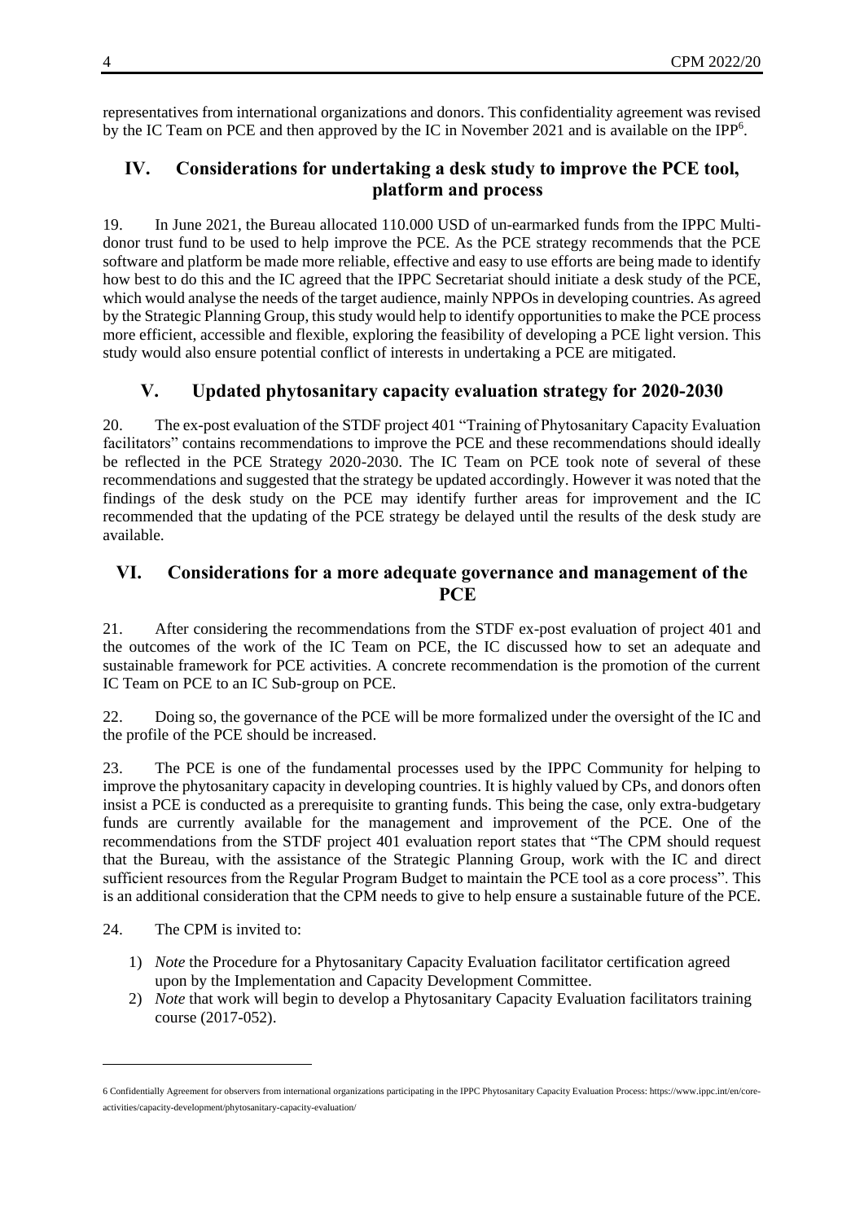representatives from international organizations and donors. This confidentiality agreement was revised by the IC Team on PCE and then approved by the IC in November 2021 and is available on the IPP[6].

## IV. Considerations for undertaking a desk study to improve the PCE tool, platform and process

19. In June 2021, the Bureau allocated 110.000 USD of un-earmarked funds from the IPPC Multi-donor trust fund to be used to help improve the PCE. As the PCE strategy recommends that the PCE software and platform be made more reliable, effective and easy to use efforts are being made to identify how best to do this and the IC agreed that the IPPC Secretariat should initiate a desk study of the PCE, which would analyse the needs of the target audience, mainly NPPOs in developing countries. As agreed by the Strategic Planning Group, this study would help to identify opportunities to make the PCE process more efficient, accessible and flexible, exploring the feasibility of developing a PCE light version. This study would also ensure potential conflict of interests in undertaking a PCE are mitigated.

## V. Updated phytosanitary capacity evaluation strategy for 2020-2030

20. The ex-post evaluation of the STDF project 401 "Training of Phytosanitary Capacity Evaluation facilitators" contains recommendations to improve the PCE and these recommendations should ideally be reflected in the PCE Strategy 2020-2030. The IC Team on PCE took note of several of these recommendations and suggested that the strategy be updated accordingly. However it was noted that the findings of the desk study on the PCE may identify further areas for improvement and the IC recommended that the updating of the PCE strategy be delayed until the results of the desk study are available.

## VI. Considerations for a more adequate governance and management of the PCE

21. After considering the recommendations from the STDF ex-post evaluation of project 401 and the outcomes of the work of the IC Team on PCE, the IC discussed how to set an adequate and sustainable framework for PCE activities. A concrete recommendation is the promotion of the current IC Team on PCE to an IC Sub-group on PCE.

22. Doing so, the governance of the PCE will be more formalized under the oversight of the IC and the profile of the PCE should be increased.

23. The PCE is one of the fundamental processes used by the IPPC Community for helping to improve the phytosanitary capacity in developing countries. It is highly valued by CPs, and donors often insist a PCE is conducted as a prerequisite to granting funds. This being the case, only extra-budgetary funds are currently available for the management and improvement of the PCE. One of the recommendations from the STDF project 401 evaluation report states that "The CPM should request that the Bureau, with the assistance of the Strategic Planning Group, work with the IC and direct sufficient resources from the Regular Program Budget to maintain the PCE tool as a core process". This is an additional consideration that the CPM needs to give to help ensure a sustainable future of the PCE.

24. The CPM is invited to:

1) *Note* the Procedure for a Phytosanitary Capacity Evaluation facilitator certification agreed upon by the Implementation and Capacity Development Committee.
2) *Note* that work will begin to develop a Phytosanitary Capacity Evaluation facilitators training course (2017-052).

6 Confidentially Agreement for observers from international organizations participating in the IPPC Phytosanitary Capacity Evaluation Process: https://www.ippc.int/en/core-activities/capacity-development/phytosanitary-capacity-evaluation/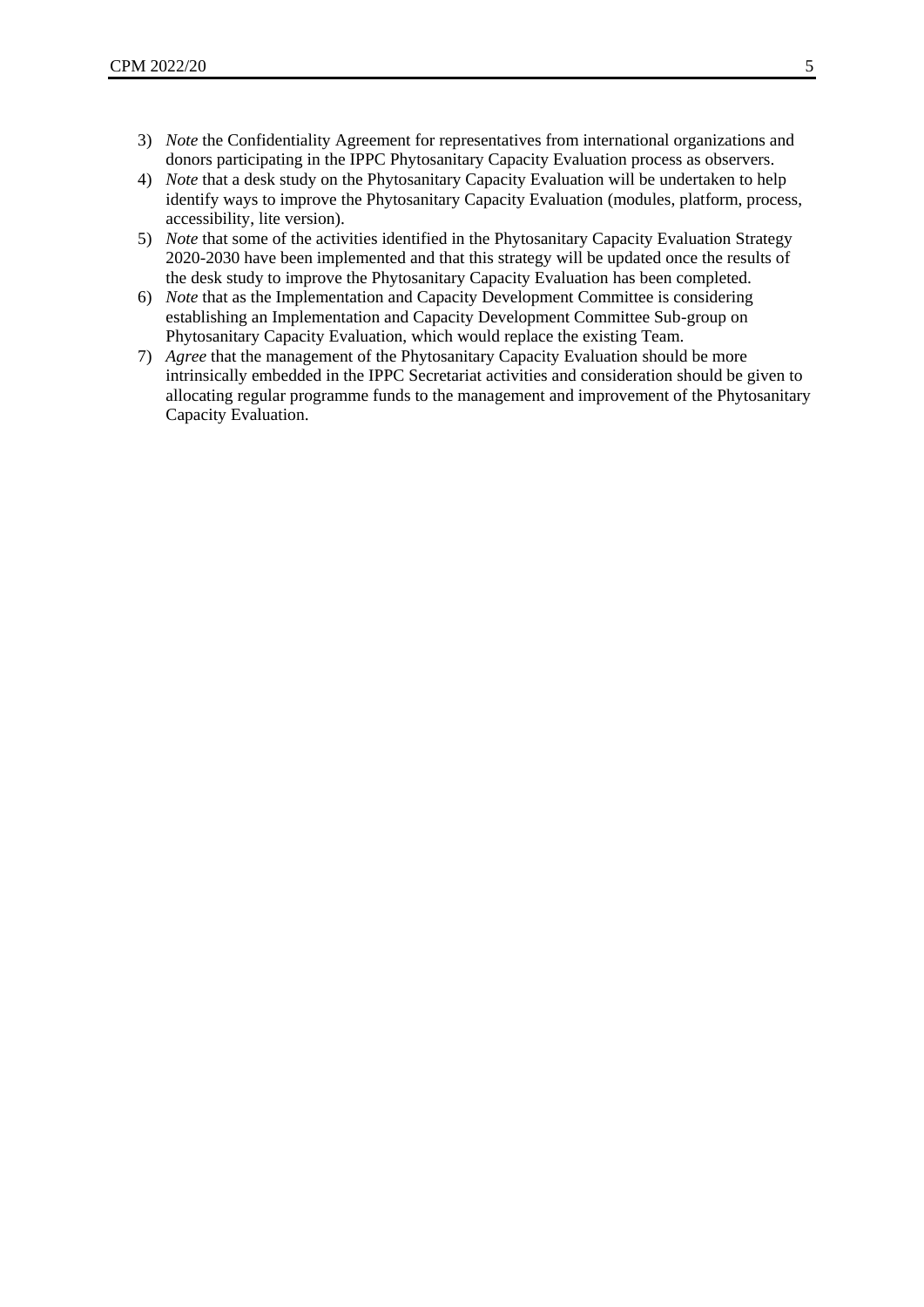3) *Note* the Confidentiality Agreement for representatives from international organizations and donors participating in the IPPC Phytosanitary Capacity Evaluation process as observers.
4) *Note* that a desk study on the Phytosanitary Capacity Evaluation will be undertaken to help identify ways to improve the Phytosanitary Capacity Evaluation (modules, platform, process, accessibility, lite version).
5) *Note* that some of the activities identified in the Phytosanitary Capacity Evaluation Strategy 2020-2030 have been implemented and that this strategy will be updated once the results of the desk study to improve the Phytosanitary Capacity Evaluation has been completed.
6) *Note* that as the Implementation and Capacity Development Committee is considering establishing an Implementation and Capacity Development Committee Sub-group on Phytosanitary Capacity Evaluation, which would replace the existing Team.
7) *Agree* that the management of the Phytosanitary Capacity Evaluation should be more intrinsically embedded in the IPPC Secretariat activities and consideration should be given to allocating regular programme funds to the management and improvement of the Phytosanitary Capacity Evaluation.